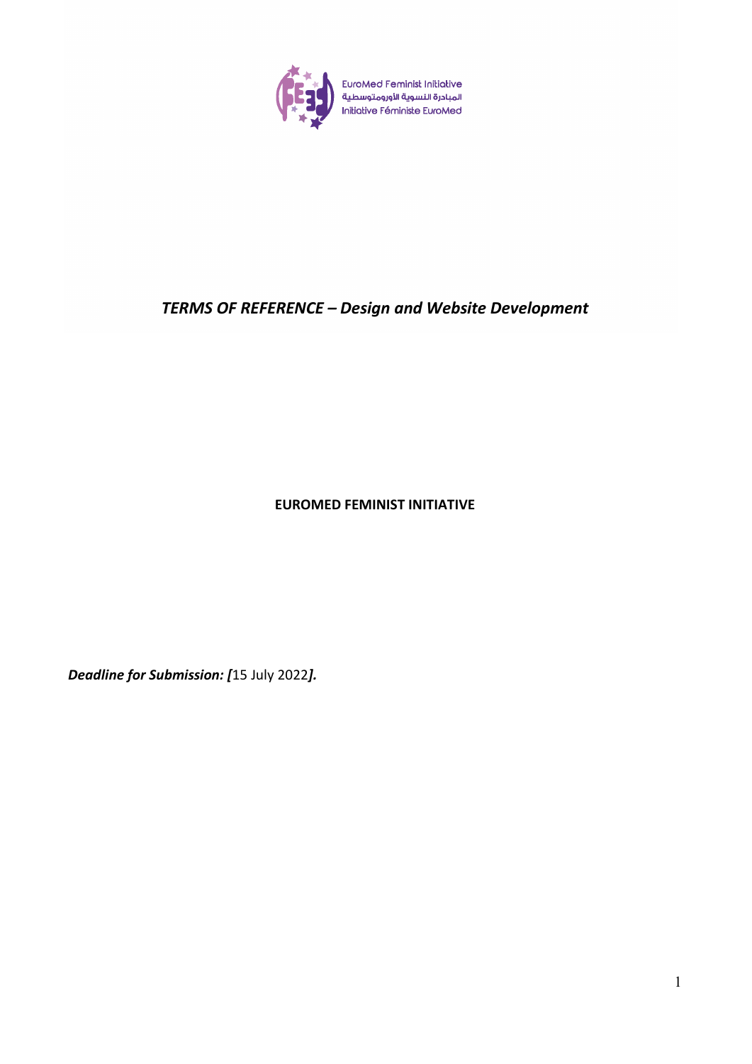EuroMed Feminist Initiative
المبادرة النسوية الأورومتوسطية
Initiative Féministe EuroMed

# *TERMS OF REFERENCE – Design and Website Development*

**EUROMED FEMINIST INITIATIVE**

***Deadline for Submission: [*15 July 2022*].***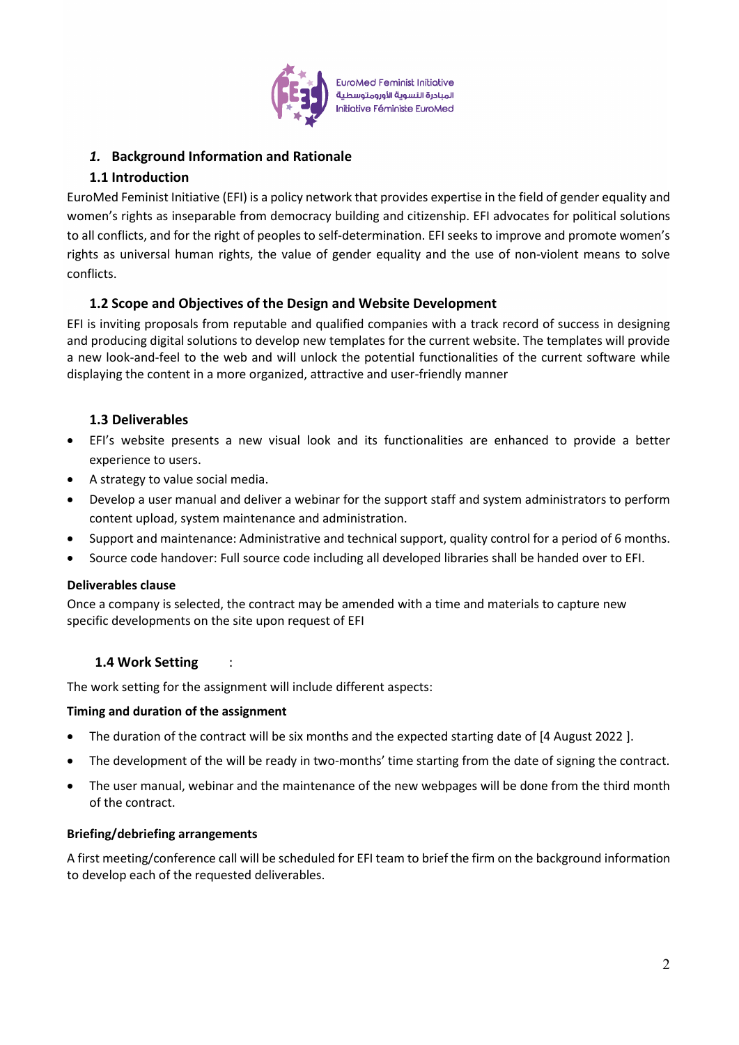EuroMed Feminist Initiative
المبادرة النسوية الأورومتوسطية
Initiative Féministe EuroMed

## *1.* Background Information and Rationale

### 1.1 Introduction

EuroMed Feminist Initiative (EFI) is a policy network that provides expertise in the field of gender equality and women's rights as inseparable from democracy building and citizenship. EFI advocates for political solutions to all conflicts, and for the right of peoples to self-determination. EFI seeks to improve and promote women's rights as universal human rights, the value of gender equality and the use of non-violent means to solve conflicts.

### 1.2 Scope and Objectives of the Design and Website Development

EFI is inviting proposals from reputable and qualified companies with a track record of success in designing and producing digital solutions to develop new templates for the current website. The templates will provide a new look-and-feel to the web and will unlock the potential functionalities of the current software while displaying the content in a more organized, attractive and user-friendly manner

### 1.3 Deliverables

- EFI's website presents a new visual look and its functionalities are enhanced to provide a better experience to users.
- A strategy to value social media.
- Develop a user manual and deliver a webinar for the support staff and system administrators to perform content upload, system maintenance and administration.
- Support and maintenance: Administrative and technical support, quality control for a period of 6 months.
- Source code handover: Full source code including all developed libraries shall be handed over to EFI.

**Deliverables clause**

Once a company is selected, the contract may be amended with a time and materials to capture new specific developments on the site upon request of EFI

### 1.4 Work Setting :

The work setting for the assignment will include different aspects:

**Timing and duration of the assignment**

- The duration of the contract will be six months and the expected starting date of [4 August 2022 ].
- The development of the will be ready in two-months' time starting from the date of signing the contract.
- The user manual, webinar and the maintenance of the new webpages will be done from the third month of the contract.

**Briefing/debriefing arrangements**

A first meeting/conference call will be scheduled for EFI team to brief the firm on the background information to develop each of the requested deliverables.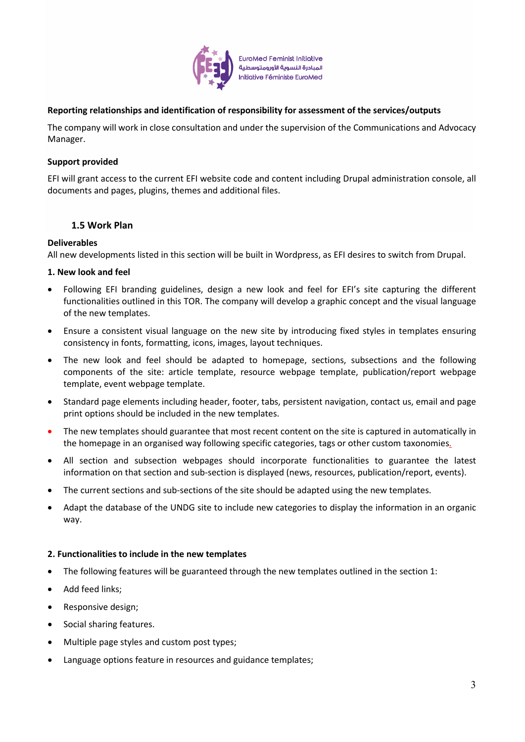**Reporting relationships and identification of responsibility for assessment of the services/outputs**

The company will work in close consultation and under the supervision of the Communications and Advocacy Manager.

**Support provided**

EFI will grant access to the current EFI website code and content including Drupal administration console, all documents and pages, plugins, themes and additional files.

### 1.5 Work Plan

**Deliverables**

All new developments listed in this section will be built in Wordpress, as EFI desires to switch from Drupal.

**1. New look and feel**

- Following EFI branding guidelines, design a new look and feel for EFI's site capturing the different functionalities outlined in this TOR. The company will develop a graphic concept and the visual language of the new templates.
- Ensure a consistent visual language on the new site by introducing fixed styles in templates ensuring consistency in fonts, formatting, icons, images, layout techniques.
- The new look and feel should be adapted to homepage, sections, subsections and the following components of the site: article template, resource webpage template, publication/report webpage template, event webpage template.
- Standard page elements including header, footer, tabs, persistent navigation, contact us, email and page print options should be included in the new templates.
- The new templates should guarantee that most recent content on the site is captured in automatically in the homepage in an organised way following specific categories, tags or other custom taxonomies.
- All section and subsection webpages should incorporate functionalities to guarantee the latest information on that section and sub-section is displayed (news, resources, publication/report, events).
- The current sections and sub-sections of the site should be adapted using the new templates.
- Adapt the database of the UNDG site to include new categories to display the information in an organic way.

**2. Functionalities to include in the new templates**

- The following features will be guaranteed through the new templates outlined in the section 1:
- Add feed links;
- Responsive design;
- Social sharing features.
- Multiple page styles and custom post types;
- Language options feature in resources and guidance templates;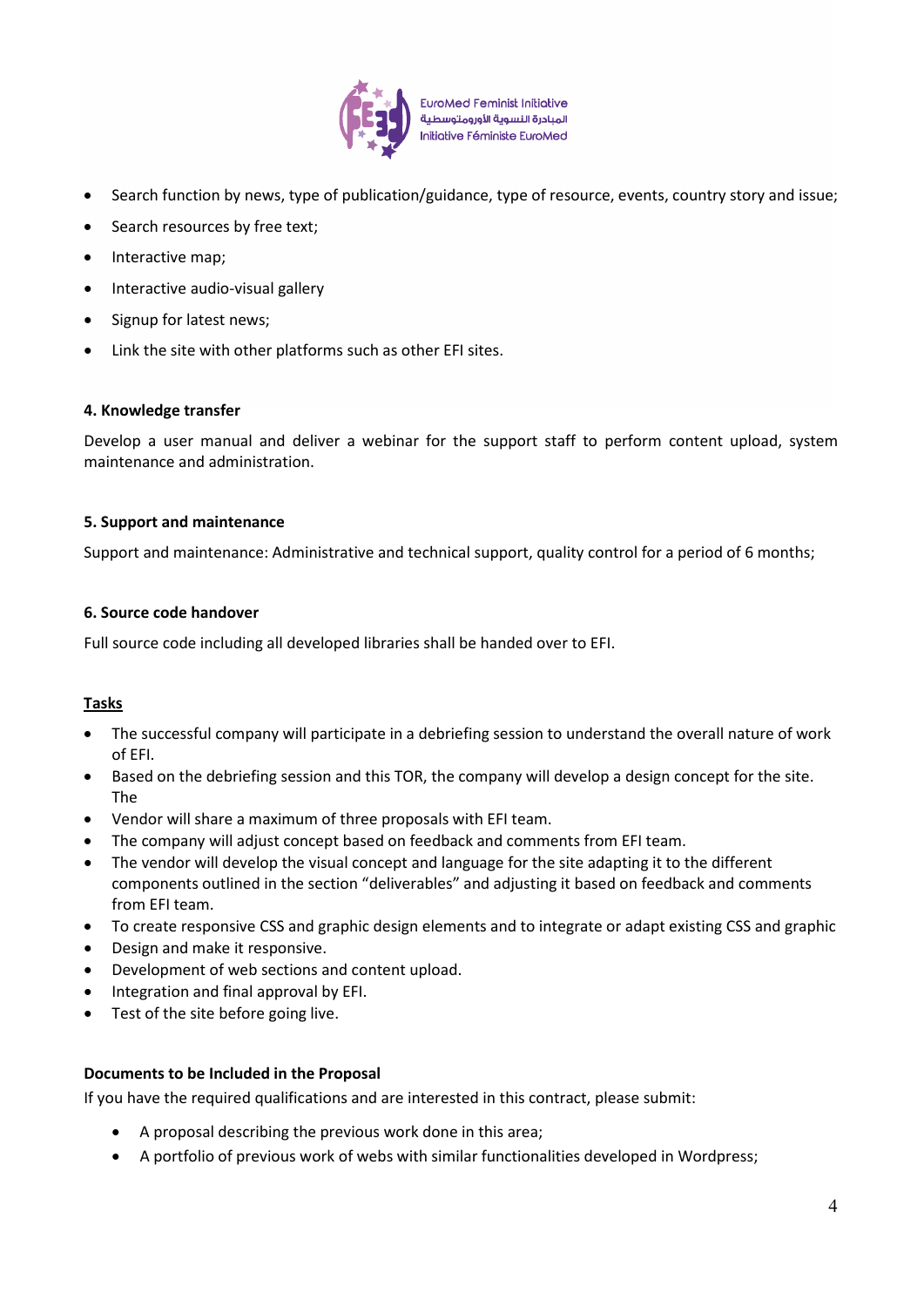- Search function by news, type of publication/guidance, type of resource, events, country story and issue;
- Search resources by free text;
- Interactive map;
- Interactive audio-visual gallery
- Signup for latest news;
- Link the site with other platforms such as other EFI sites.

**4. Knowledge transfer**

Develop a user manual and deliver a webinar for the support staff to perform content upload, system maintenance and administration.

**5. Support and maintenance**

Support and maintenance: Administrative and technical support, quality control for a period of 6 months;

**6. Source code handover**

Full source code including all developed libraries shall be handed over to EFI.

**<u>Tasks</u>**

- The successful company will participate in a debriefing session to understand the overall nature of work of EFI.
- Based on the debriefing session and this TOR, the company will develop a design concept for the site. The
- Vendor will share a maximum of three proposals with EFI team.
- The company will adjust concept based on feedback and comments from EFI team.
- The vendor will develop the visual concept and language for the site adapting it to the different components outlined in the section "deliverables" and adjusting it based on feedback and comments from EFI team.
- To create responsive CSS and graphic design elements and to integrate or adapt existing CSS and graphic
- Design and make it responsive.
- Development of web sections and content upload.
- Integration and final approval by EFI.
- Test of the site before going live.

**Documents to be Included in the Proposal**

If you have the required qualifications and are interested in this contract, please submit:

- A proposal describing the previous work done in this area;
- A portfolio of previous work of webs with similar functionalities developed in Wordpress;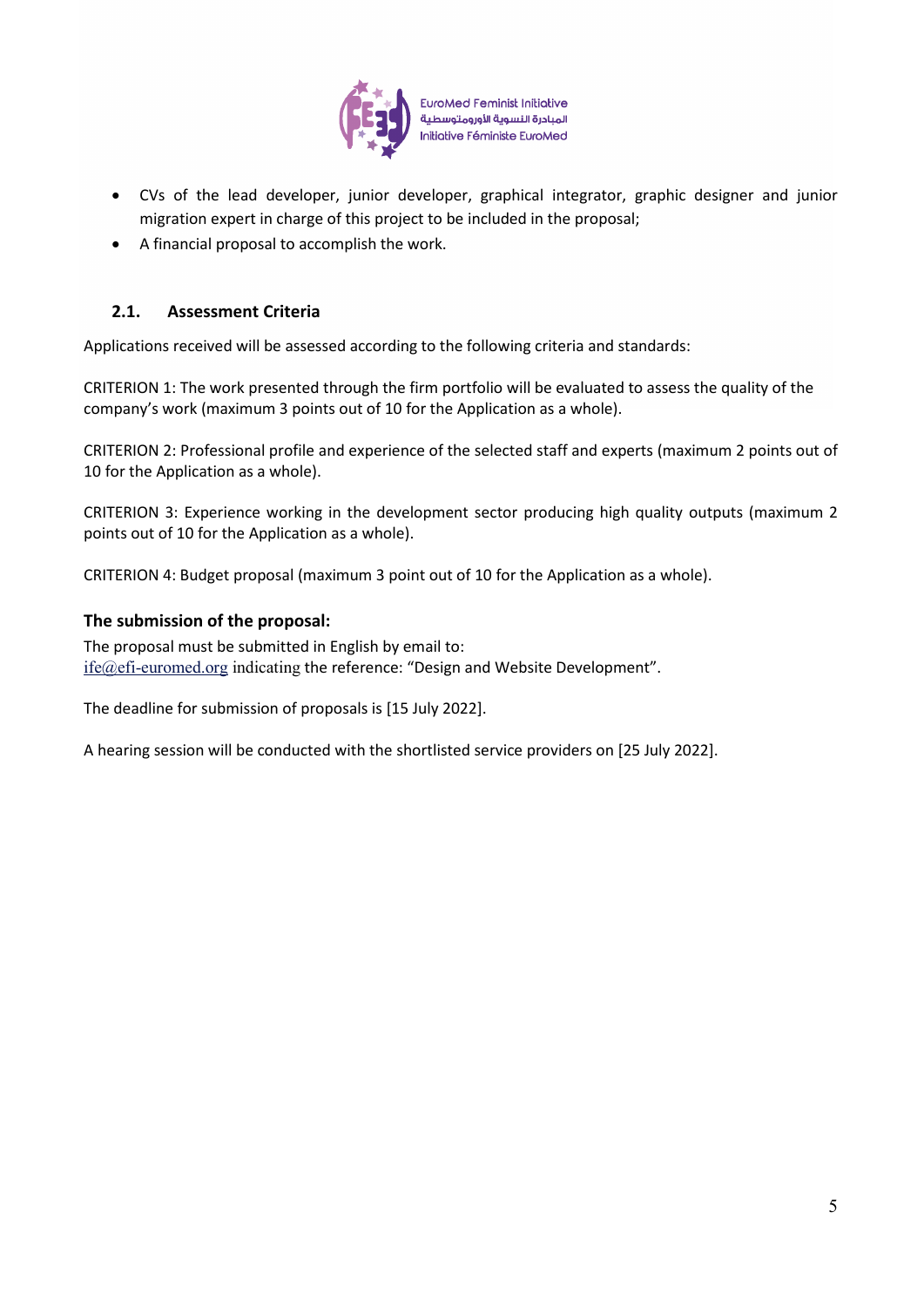- CVs of the lead developer, junior developer, graphical integrator, graphic designer and junior migration expert in charge of this project to be included in the proposal;
- A financial proposal to accomplish the work.

### 2.1. Assessment Criteria

Applications received will be assessed according to the following criteria and standards:

CRITERION 1: The work presented through the firm portfolio will be evaluated to assess the quality of the company's work (maximum 3 points out of 10 for the Application as a whole).

CRITERION 2: Professional profile and experience of the selected staff and experts (maximum 2 points out of 10 for the Application as a whole).

CRITERION 3: Experience working in the development sector producing high quality outputs (maximum 2 points out of 10 for the Application as a whole).

CRITERION 4: Budget proposal (maximum 3 point out of 10 for the Application as a whole).

**The submission of the proposal:**

The proposal must be submitted in English by email to:
ife@efi-euromed.org indicating the reference: "Design and Website Development".

The deadline for submission of proposals is [15 July 2022].

A hearing session will be conducted with the shortlisted service providers on [25 July 2022].